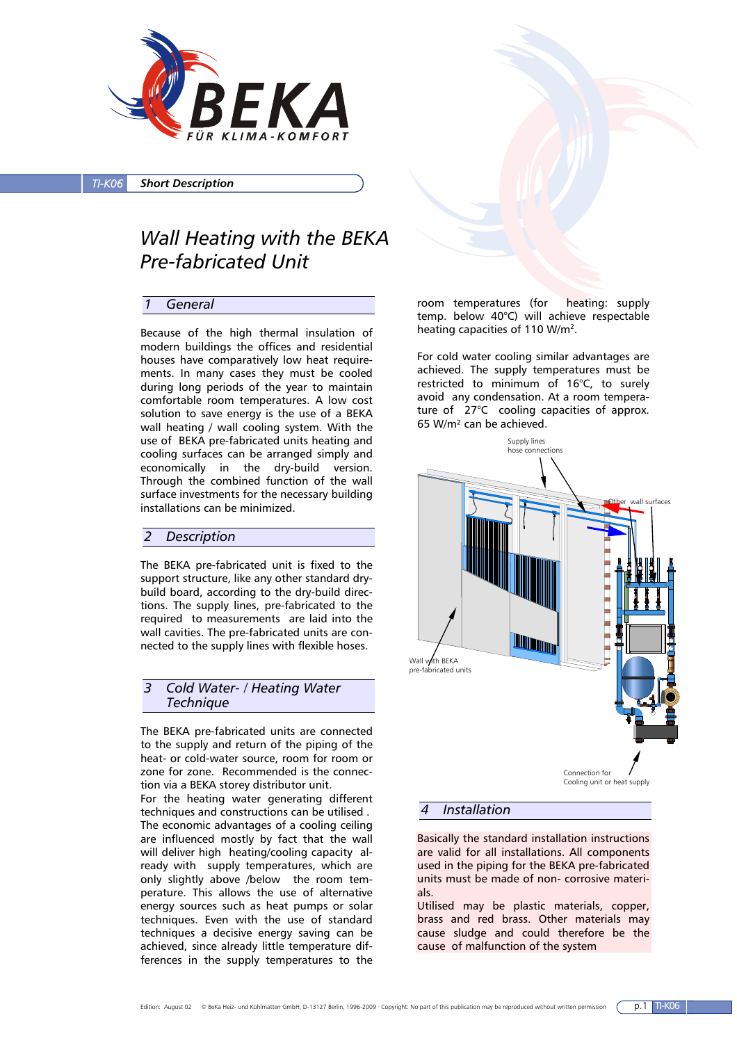BEKA FÜR KLIMA-KOMFORT

TI-K06 **Short Description**

# Wall Heating with the BEKA Pre-fabricated Unit

## 1 General

Because of the high thermal insulation of modern buildings the offices and residential houses have comparatively low heat requirements. In many cases they must be cooled during long periods of the year to maintain comfortable room temperatures. A low cost solution to save energy is the use of a BEKA wall heating / wall cooling system. With the use of BEKA pre-fabricated units heating and cooling surfaces can be arranged simply and economically in the dry-build version. Through the combined function of the wall surface investments for the necessary building installations can be minimized.

## 2 Description

The BEKA pre-fabricated unit is fixed to the support structure, like any other standard dry-build board, according to the dry-build directions. The supply lines, pre-fabricated to the required to measurements are laid into the wall cavities. The pre-fabricated units are connected to the supply lines with flexible hoses.

## 3 Cold Water- / Heating Water Technique

The BEKA pre-fabricated units are connected to the supply and return of the piping of the heat- or cold-water source, room for room or zone for zone. Recommended is the connection via a BEKA storey distributor unit.
For the heating water generating different techniques and constructions can be utilised .
The economic advantages of a cooling ceiling are influenced mostly by fact that the wall will deliver high heating/cooling capacity already with supply temperatures, which are only slightly above /below the room temperature. This allows the use of alternative energy sources such as heat pumps or solar techniques. Even with the use of standard techniques a decisive energy saving can be achieved, since already little temperature differences in the supply temperatures to the room temperatures (for heating: supply temp. below 40°C) will achieve respectable heating capacities of 110 W/m².

For cold water cooling similar advantages are achieved. The supply temperatures must be restricted to minimum of 16°C, to surely avoid any condensation. At a room temperature of 27°C cooling capacities of approx. 65 W/m² can be achieved.

Supply lines
hose connections

Other wall surfaces

Wall with BEKA pre-fabricated units

Connection for Cooling unit or heat supply

## 4 Installation

Basically the standard installation instructions are valid for all installations. All components used in the piping for the BEKA pre-fabricated units must be made of non- corrosive materials.
Utilised may be plastic materials, copper, brass and red brass. Other materials may cause sludge and could therefore be the cause of malfunction of the system

Edition: August 02 © BeKa Heiz- und Kühlmatten GmbH, D-13127 Berlin, 1996-2009 · Copyright: No part of this publication may be reproduced without written permission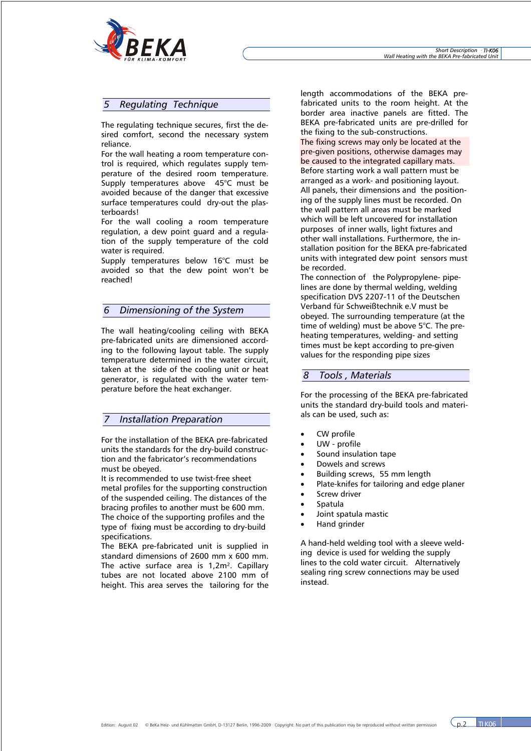## 5 Regulating Technique

The regulating technique secures, first the desired comfort, second the necessary system reliance.
For the wall heating a room temperature control is required, which regulates supply temperature of the desired room temperature. Supply temperatures above 45°C must be avoided because of the danger that excessive surface temperatures could dry-out the plasterboards!
For the wall cooling a room temperature regulation, a dew point guard and a regulation of the supply temperature of the cold water is required.
Supply temperatures below 16°C must be avoided so that the dew point won't be reached!

## 6 Dimensioning of the System

The wall heating/cooling ceiling with BEKA pre-fabricated units are dimensioned according to the following layout table. The supply temperature determined in the water circuit, taken at the side of the cooling unit or heat generator, is regulated with the water temperature before the heat exchanger.

## 7 Installation Preparation

For the installation of the BEKA pre-fabricated units the standards for the dry-build construction and the fabricator's recommendations must be obeyed.
It is recommended to use twist-free sheet metal profiles for the supporting construction of the suspended ceiling. The distances of the bracing profiles to another must be 600 mm.
The choice of the supporting profiles and the type of fixing must be according to dry-build specifications.
The BEKA pre-fabricated unit is supplied in standard dimensions of 2600 mm x 600 mm. The active surface area is 1,2m². Capillary tubes are not located above 2100 mm of height. This area serves the tailoring for the length accommodations of the BEKA pre-fabricated units to the room height. At the border area inactive panels are fitted. The BEKA pre-fabricated units are pre-drilled for the fixing to the sub-constructions.
The fixing screws may only be located at the pre-given positions, otherwise damages may be caused to the integrated capillary mats.
Before starting work a wall pattern must be arranged as a work- and positioning layout. All panels, their dimensions and the positioning of the supply lines must be recorded. On the wall pattern all areas must be marked which will be left uncovered for installation purposes of inner walls, light fixtures and other wall installations. Furthermore, the installation position for the BEKA pre-fabricated units with integrated dew point sensors must be recorded.
The connection of the Polypropylene- pipelines are done by thermal welding, welding specification DVS 2207-11 of the Deutschen Verband für Schweißtechnik e.V must be obeyed. The surrounding temperature (at the time of welding) must be above 5°C. The pre-heating temperatures, welding- and setting times must be kept according to pre-given values for the responding pipe sizes

## 8 Tools , Materials

For the processing of the BEKA pre-fabricated units the standard dry-build tools and materials can be used, such as:

- CW profile
- UW - profile
- Sound insulation tape
- Dowels and screws
- Building screws, 55 mm length
- Plate-knifes for tailoring and edge planer
- Screw driver
- Spatula
- Joint spatula mastic
- Hand grinder

A hand-held welding tool with a sleeve welding device is used for welding the supply lines to the cold water circuit. Alternatively sealing ring screw connections may be used instead.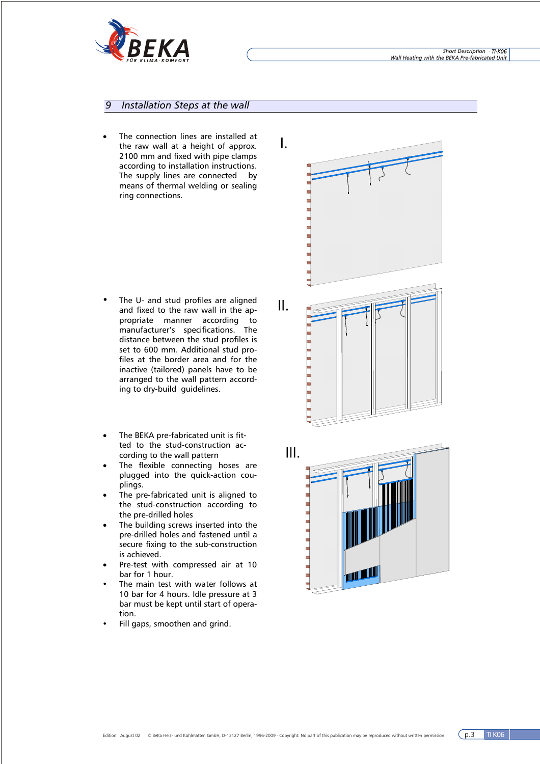## 9 Installation Steps at the wall

I.

- The connection lines are installed at the raw wall at a height of approx. 2100 mm and fixed with pipe clamps according to installation instructions. The supply lines are connected by means of thermal welding or sealing ring connections.

II.

- The U- and stud profiles are aligned and fixed to the raw wall in the appropriate manner according to manufacturer's specifications. The distance between the stud profiles is set to 600 mm. Additional stud profiles at the border area and for the inactive (tailored) panels have to be arranged to the wall pattern according to dry-build guidelines.

III.

- The BEKA pre-fabricated unit is fitted to the stud-construction according to the wall pattern
- The flexible connecting hoses are plugged into the quick-action couplings.
- The pre-fabricated unit is aligned to the stud-construction according to the pre-drilled holes
- The building screws inserted into the pre-drilled holes and fastened until a secure fixing to the sub-construction is achieved.
- Pre-test with compressed air at 10 bar for 1 hour.
- The main test with water follows at 10 bar for 4 hours. Idle pressure at 3 bar must be kept until start of operation.
- Fill gaps, smoothen and grind.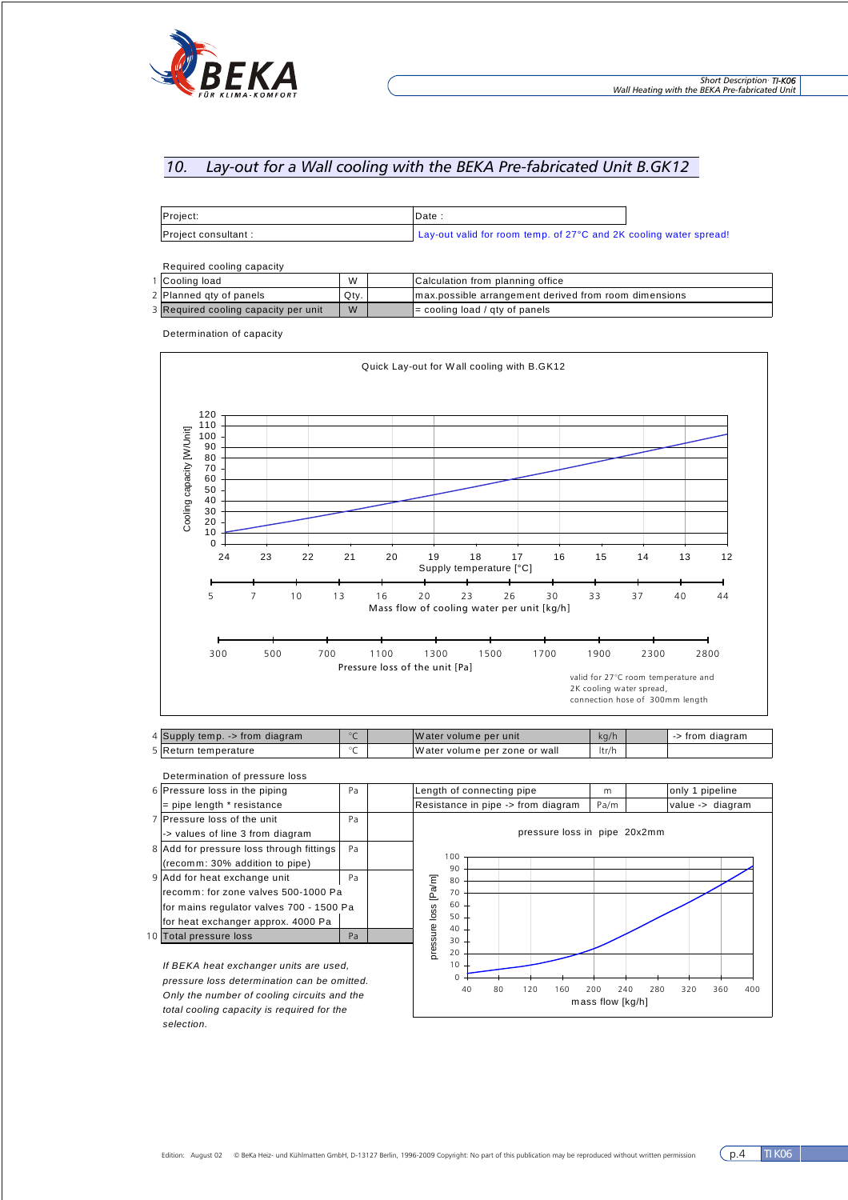## 10. Lay-out for a Wall cooling with the BEKA Pre-fabricated Unit B.GK12

| Project: | Date : |
|---|---|
| Project consultant : | Lay-out valid for room temp. of 27°C and 2K cooling water spread! |

Required cooling capacity

| | | | | |
|---|---|---|---|---|
| 1 | Cooling load | W | | Calculation from planning office |
| 2 | Planned qty of panels | Qty. | | max.possible arrangement derived from room dimensions |
| 3 | Required cooling capacity per unit | W | | = cooling load / qty of panels |

Determination of capacity

**Quick Lay-out for Wall cooling with B.GK12**

Cooling capacity [W/Unit]: 0 – 120

| Supply temperature [°C] | 24 | 23 | 22 | 21 | 20 | 19 | 18 | 17 | 16 | 15 | 14 | 13 | 12 |
|---|---|---|---|---|---|---|---|---|---|---|---|---|---|

| Mass flow of cooling water per unit [kg/h] | 5 | 7 | 10 | 13 | 16 | 20 | 23 | 26 | 30 | 33 | 37 | 40 | 44 |
|---|---|---|---|---|---|---|---|---|---|---|---|---|---|

| Pressure loss of the unit [Pa] | 300 | 500 | 700 | 1100 | 1300 | 1500 | 1700 | 1900 | 2300 | 2800 |
|---|---|---|---|---|---|---|---|---|---|---|

valid for 27°C room temperature and 2K cooling water spread, connection hose of 300mm length

| | | | | | | | |
|---|---|---|---|---|---|---|---|
| 4 | Supply temp. -> from diagram | °C | | Water volume per unit | kg/h | | -> from diagram |
| 5 | Return temperature | °C | | Water volume per zone or wall | ltr/h | | |

Determination of pressure loss

| | | | | | | | |
|---|---|---|---|---|---|---|---|
| 6 | Pressure loss in the piping<br>= pipe length * resistance | Pa | | Length of connecting pipe | m | | only 1 pipeline |
| | | | | Resistance in pipe -> from diagram | Pa/m | | value -> diagram |
| 7 | Pressure loss of the unit<br>-> values of line 3 from diagram | Pa | | | | | |
| 8 | Add for pressure loss through fittings<br>(recomm: 30% addition to pipe) | Pa | | | | | |
| 9 | Add for heat exchange unit<br>recomm: for zone valves 500-1000 Pa<br>for mains regulator valves 700 - 1500 Pa<br>for heat exchanger approx. 4000 Pa | Pa | | | | | |
| 10 | Total pressure loss | Pa | | | | | |

**pressure loss in pipe 20x2mm**

pressure loss [Pa/m]: 0 – 100; mass flow [kg/h]: 40, 80, 120, 160, 200, 240, 280, 320, 360, 400

*If BEKA heat exchanger units are used, pressure loss determination can be omitted. Only the number of cooling circuits and the total cooling capacity is required for the selection.*

Edition: August 02 © BeKa Heiz- und Kühlmatten GmbH, D-13127 Berlin, 1996-2009 Copyright: No part of this publication may be reproduced without written permission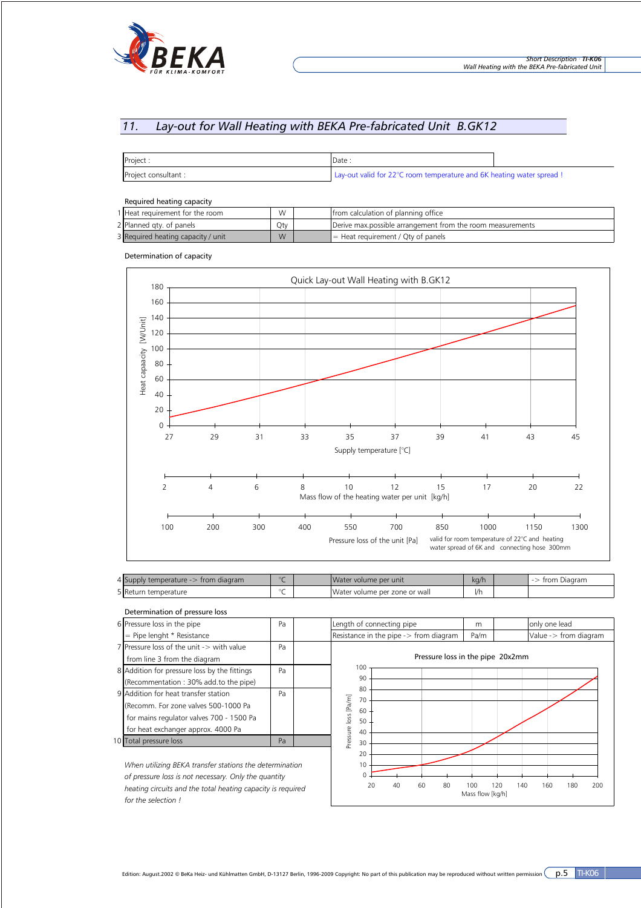## 11. Lay-out for Wall Heating with BEKA Pre-fabricated Unit B.GK12

| Project : | Date : |
|---|---|
| Project consultant : | Lay-out valid for 22°C room temperature and 6K heating water spread ! |

Required heating capacity

| | | | | |
|---|---|---|---|---|
| 1 | Heat requirement for the room | W | | from calculation of planning office |
| 2 | Planned qty. of panels | Qty | | Derive max.possible arrangement from the room measurements |
| 3 | Required heating capacity / unit | W | | = Heat requirement / Qty of panels |

Determination of capacity

Quick Lay-out Wall Heating with B.GK12

Heat capaacity [W/Unit]: 0, 20, 40, 60, 80, 100, 120, 140, 160, 180

Supply temperature [°C]: 27, 29, 31, 33, 35, 37, 39, 41, 43, 45

Mass flow of the heating water per unit [kg/h]: 2, 4, 6, 8, 10, 12, 15, 17, 20, 22

Pressure loss of the unit [Pa]: 100, 200, 300, 400, 550, 700, 850, 1000, 1150, 1300

valid for room temperature of 22°C and heating water spread of 6K and connecting hose 300mm

| | | | | | | | |
|---|---|---|---|---|---|---|---|
| 4 | Supply temperature -> from diagram | °C | | Water volume per unit | kg/h | | -> from Diagram |
| 5 | Return temperature | °C | | Water volume per zone or wall | l/h | | |

Determination of pressure loss

| | | | | | | | |
|---|---|---|---|---|---|---|---|
| 6 | Pressure loss in the pipe<br>= Pipe lenght * Resistance | Pa | | Length of connecting pipe | m | | only one lead |
| | | | | Resistance in the pipe -> from diagram | Pa/m | | Value -> from diagram |
| 7 | Pressure loss of the unit -> with value from line 3 from the diagram | Pa | | | | | |
| 8 | Addition for pressure loss by the fittings (Recommentation : 30% add.to the pipe) | Pa | | | | | |
| 9 | Addition for heat transfer station (Recomm. For zone valves 500-1000 Pa for mains regulator valves 700 - 1500 Pa for heat exchanger approx. 4000 Pa | Pa | | | | | |
| 10 | Total pressure loss | Pa | | | | | |

Pressure loss in the pipe 20x2mm

Pressure loss [Pa/m]: 0, 10, 20, 30, 40, 50, 60, 70, 80, 90, 100

Mass flow [kg/h]: 20, 40, 60, 80, 100, 120, 140, 160, 180, 200

*When utilizing BEKA transfer stations the determination of pressure loss is not necessary. Only the quantity heating circuits and the total heating capacity is required for the selection !*

Edition: August.2002 © BeKa Heiz- und Kühlmatten GmbH, D-13127 Berlin, 1996-2009 Copyright: No part of this publication may be reproduced without written permission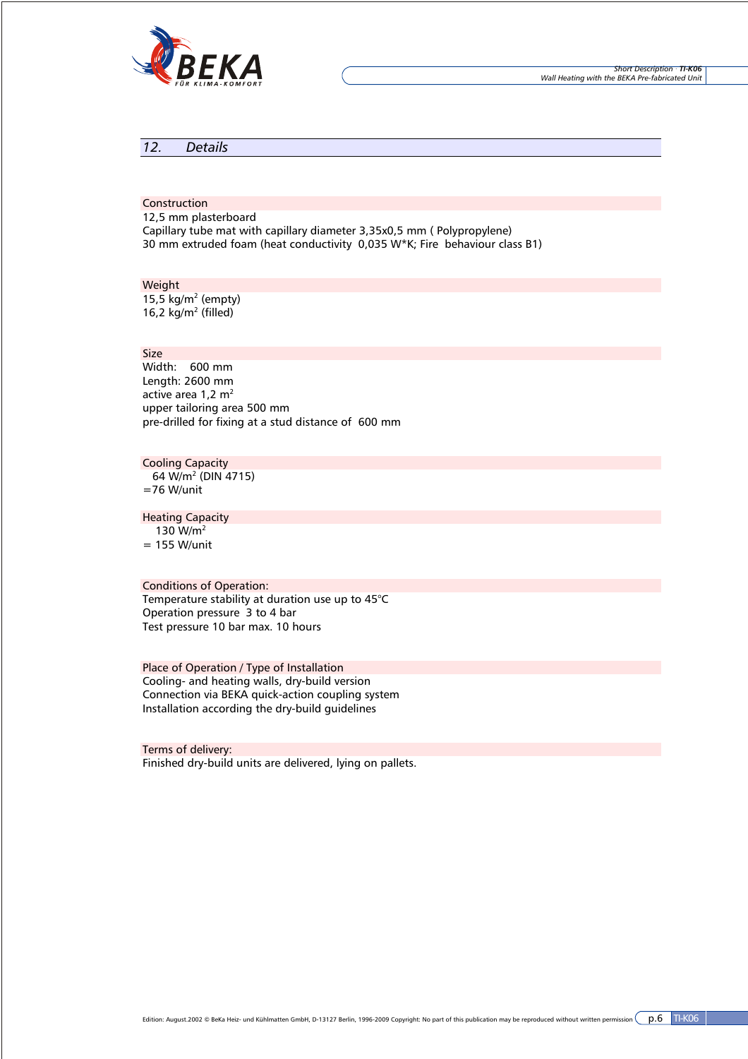## 12. Details

### Construction

12,5 mm plasterboard
Capillary tube mat with capillary diameter 3,35x0,5 mm ( Polypropylene)
30 mm extruded foam (heat conductivity 0,035 W*K; Fire behaviour class B1)

### Weight

15,5 kg/m$^2$ (empty)
16,2 kg/m$^2$ (filled)

### Size

Width: 600 mm
Length: 2600 mm
active area 1,2 m$^2$
upper tailoring area 500 mm
pre-drilled for fixing at a stud distance of 600 mm

### Cooling Capacity

64 W/m$^2$ (DIN 4715)
=76 W/unit

### Heating Capacity

130 W/m$^2$
= 155 W/unit

### Conditions of Operation:

Temperature stability at duration use up to 45°C
Operation pressure 3 to 4 bar
Test pressure 10 bar max. 10 hours

### Place of Operation / Type of Installation

Cooling- and heating walls, dry-build version
Connection via BEKA quick-action coupling system
Installation according the dry-build guidelines

### Terms of delivery:

Finished dry-build units are delivered, lying on pallets.

Edition: August.2002 © BeKa Heiz- und Kühlmatten GmbH, D-13127 Berlin, 1996-2009 Copyright: No part of this publication may be reproduced without written permission